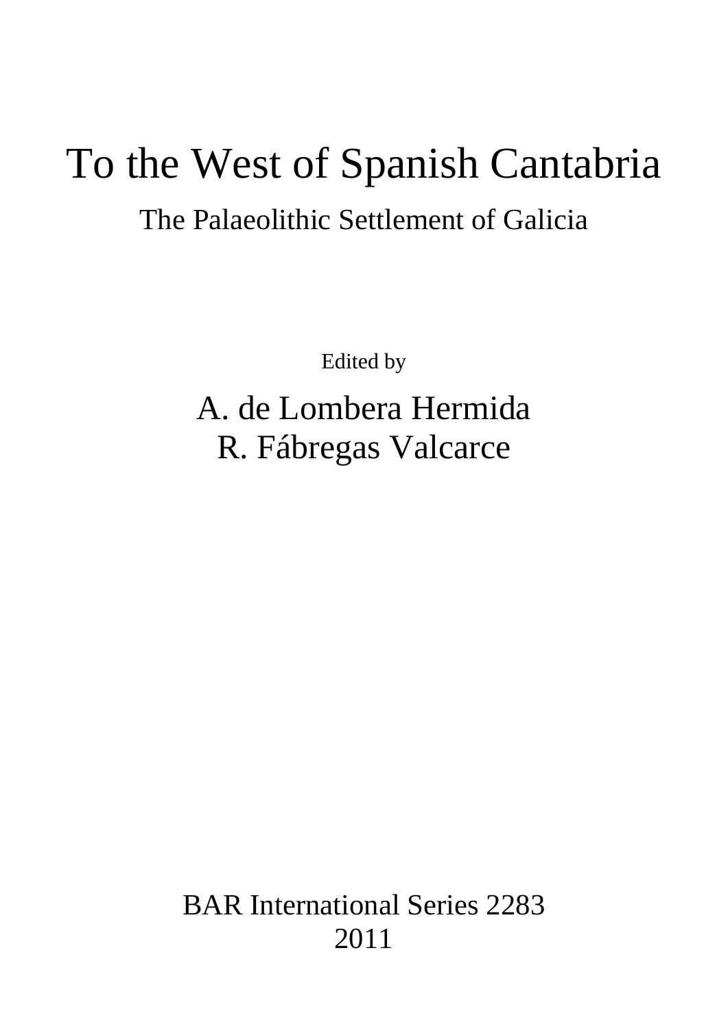# To the West of Spanish Cantabria

## The Palaeolithic Settlement of Galicia

Edited by

A. de Lombera Hermida
R. Fábregas Valcarce

BAR International Series 2283
2011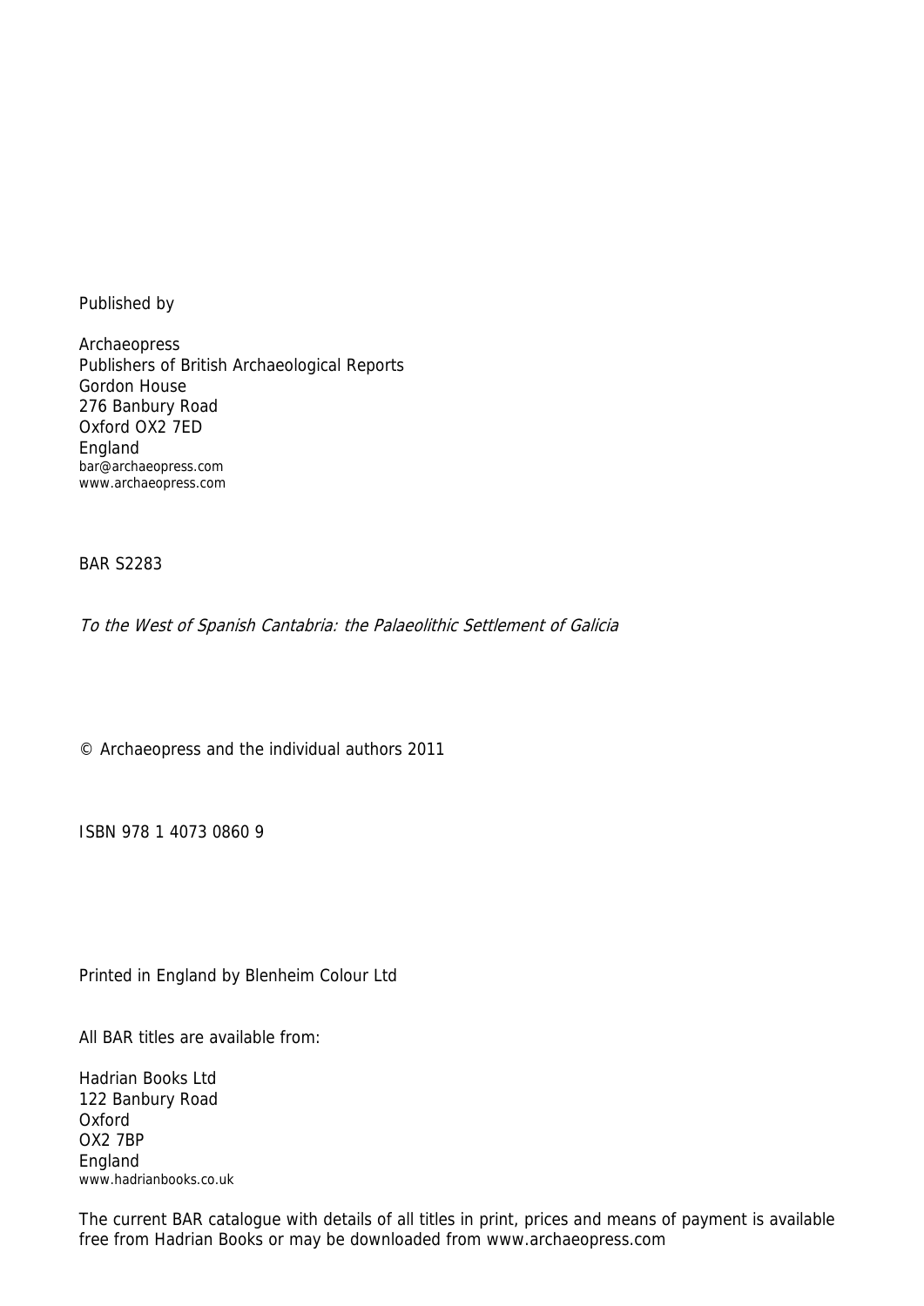Published by

Archaeopress
Publishers of British Archaeological Reports
Gordon House
276 Banbury Road
Oxford OX2 7ED
England
bar@archaeopress.com
www.archaeopress.com

BAR S2283

*To the West of Spanish Cantabria: the Palaeolithic Settlement of Galicia*

© Archaeopress and the individual authors 2011

ISBN 978 1 4073 0860 9

Printed in England by Blenheim Colour Ltd

All BAR titles are available from:

Hadrian Books Ltd
122 Banbury Road
Oxford
OX2 7BP
England
www.hadrianbooks.co.uk

The current BAR catalogue with details of all titles in print, prices and means of payment is available free from Hadrian Books or may be downloaded from www.archaeopress.com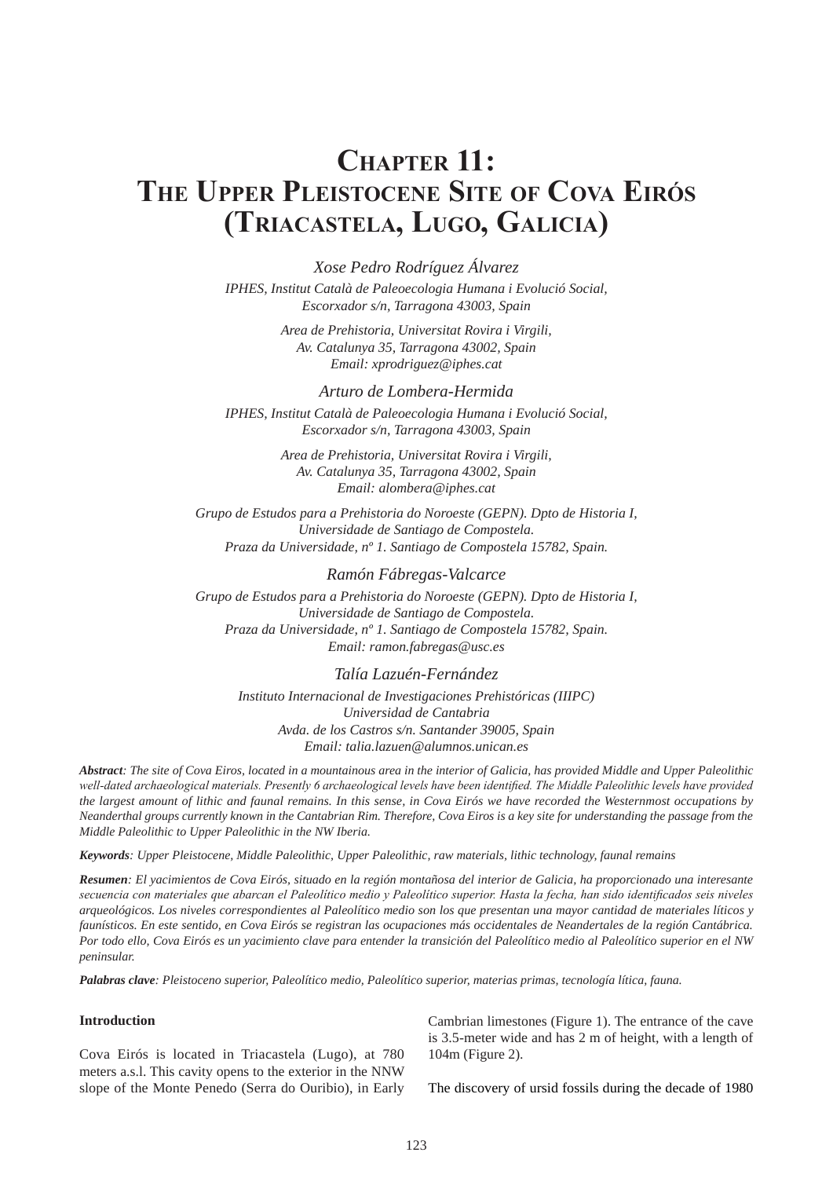# Chapter 11: The Upper Pleistocene Site of Cova Eirós (Triacastela, Lugo, Galicia)

*Xose Pedro Rodríguez Álvarez*

*IPHES, Institut Català de Paleoecologia Humana i Evolució Social, Escorxador s/n, Tarragona 43003, Spain*

*Area de Prehistoria, Universitat Rovira i Virgili, Av. Catalunya 35, Tarragona 43002, Spain Email: xprodriguez@iphes.cat*

*Arturo de Lombera-Hermida*

*IPHES, Institut Català de Paleoecologia Humana i Evolució Social, Escorxador s/n, Tarragona 43003, Spain*

*Area de Prehistoria, Universitat Rovira i Virgili, Av. Catalunya 35, Tarragona 43002, Spain Email: alombera@iphes.cat*

*Grupo de Estudos para a Prehistoria do Noroeste (GEPN). Dpto de Historia I, Universidade de Santiago de Compostela. Praza da Universidade, nº 1. Santiago de Compostela 15782, Spain.*

*Ramón Fábregas-Valcarce*

*Grupo de Estudos para a Prehistoria do Noroeste (GEPN). Dpto de Historia I, Universidade de Santiago de Compostela. Praza da Universidade, nº 1. Santiago de Compostela 15782, Spain. Email: ramon.fabregas@usc.es*

*Talía Lazuén-Fernández*

*Instituto Internacional de Investigaciones Prehistóricas (IIIPC) Universidad de Cantabria Avda. de los Castros s/n. Santander 39005, Spain Email: talia.lazuen@alumnos.unican.es*

***Abstract**: The site of Cova Eiros, located in a mountainous area in the interior of Galicia, has provided Middle and Upper Paleolithic well-dated archaeological materials. Presently 6 archaeological levels have been identified. The Middle Paleolithic levels have provided the largest amount of lithic and faunal remains. In this sense, in Cova Eirós we have recorded the Westernmost occupations by Neanderthal groups currently known in the Cantabrian Rim. Therefore, Cova Eiros is a key site for understanding the passage from the Middle Paleolithic to Upper Paleolithic in the NW Iberia.*

***Keywords**: Upper Pleistocene, Middle Paleolithic, Upper Paleolithic, raw materials, lithic technology, faunal remains*

***Resumen**: El yacimientos de Cova Eirós, situado en la región montañosa del interior de Galicia, ha proporcionado una interesante secuencia con materiales que abarcan el Paleolítico medio y Paleolítico superior. Hasta la fecha, han sido identificados seis niveles arqueológicos. Los niveles correspondientes al Paleolítico medio son los que presentan una mayor cantidad de materiales líticos y faunísticos. En este sentido, en Cova Eirós se registran las ocupaciones más occidentales de Neandertales de la región Cantábrica. Por todo ello, Cova Eirós es un yacimiento clave para entender la transición del Paleolítico medio al Paleolítico superior en el NW peninsular.*

***Palabras clave**: Pleistoceno superior, Paleolítico medio, Paleolítico superior, materias primas, tecnología lítica, fauna.*

## Introduction

Cova Eirós is located in Triacastela (Lugo), at 780 meters a.s.l. This cavity opens to the exterior in the NNW slope of the Monte Penedo (Serra do Ouribio), in Early Cambrian limestones (Figure 1). The entrance of the cave is 3.5-meter wide and has 2 m of height, with a length of 104m (Figure 2).

The discovery of ursid fossils during the decade of 1980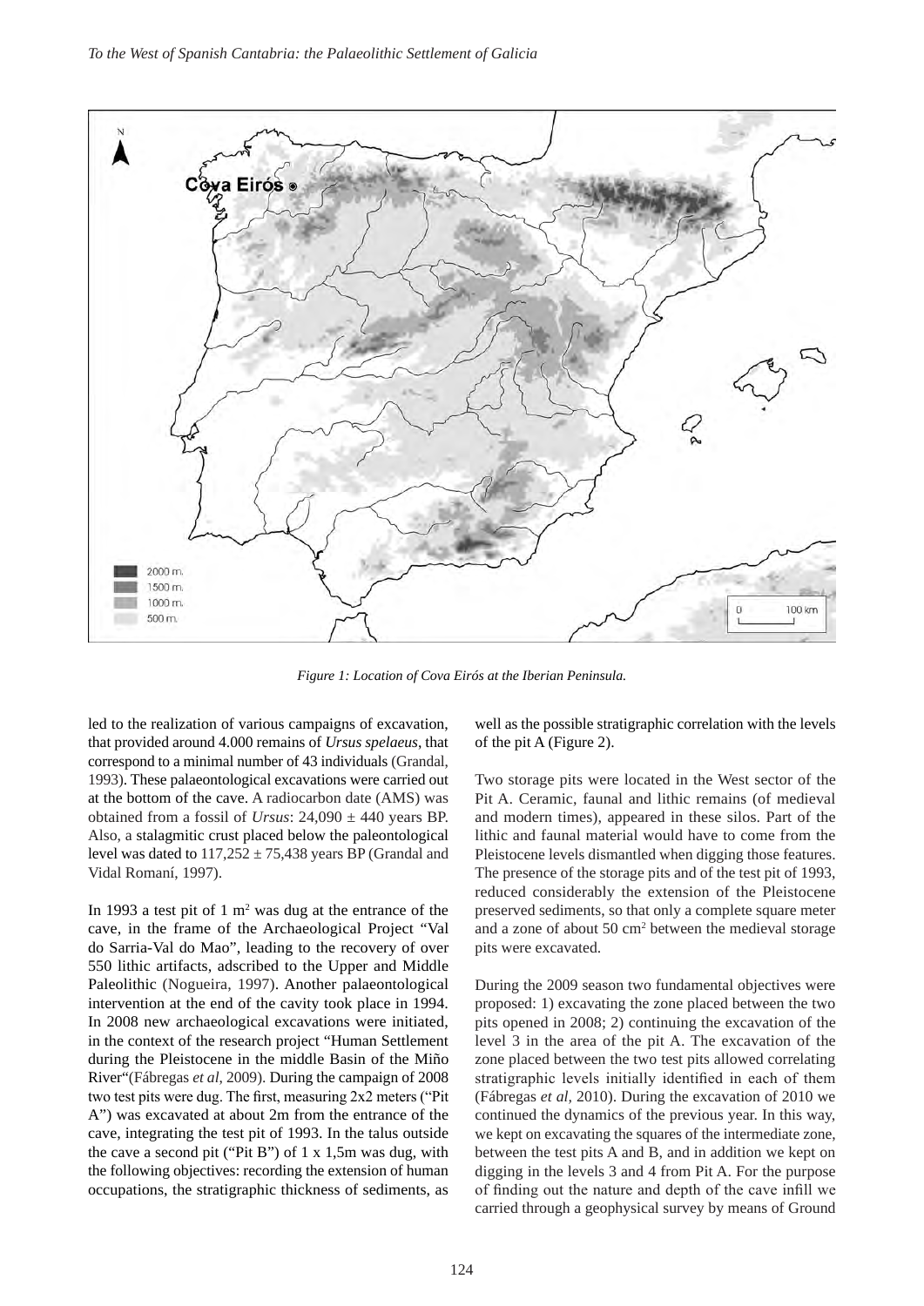Figure 1: Location of Cova Eirós at the Iberian Peninsula.

led to the realization of various campaigns of excavation, that provided around 4.000 remains of *Ursus spelaeus*, that correspond to a minimal number of 43 individuals (Grandal, 1993). These palaeontological excavations were carried out at the bottom of the cave. A radiocarbon date (AMS) was obtained from a fossil of *Ursus*: 24,090 ± 440 years BP. Also, a stalagmitic crust placed below the paleontological level was dated to 117,252 ± 75,438 years BP (Grandal and Vidal Romaní, 1997).

In 1993 a test pit of 1 m$^2$ was dug at the entrance of the cave, in the frame of the Archaeological Project "Val do Sarria-Val do Mao", leading to the recovery of over 550 lithic artifacts, adscribed to the Upper and Middle Paleolithic (Nogueira, 1997). Another palaeontological intervention at the end of the cavity took place in 1994. In 2008 new archaeological excavations were initiated, in the context of the research project "Human Settlement during the Pleistocene in the middle Basin of the Miño River"(Fábregas *et al*, 2009). During the campaign of 2008 two test pits were dug. The first, measuring 2x2 meters ("Pit A") was excavated at about 2m from the entrance of the cave, integrating the test pit of 1993. In the talus outside the cave a second pit ("Pit B") of 1 x 1,5m was dug, with the following objectives: recording the extension of human occupations, the stratigraphic thickness of sediments, as well as the possible stratigraphic correlation with the levels of the pit A (Figure 2).

Two storage pits were located in the West sector of the Pit A. Ceramic, faunal and lithic remains (of medieval and modern times), appeared in these silos. Part of the lithic and faunal material would have to come from the Pleistocene levels dismantled when digging those features. The presence of the storage pits and of the test pit of 1993, reduced considerably the extension of the Pleistocene preserved sediments, so that only a complete square meter and a zone of about 50 cm$^2$ between the medieval storage pits were excavated.

During the 2009 season two fundamental objectives were proposed: 1) excavating the zone placed between the two pits opened in 2008; 2) continuing the excavation of the level 3 in the area of the pit A. The excavation of the zone placed between the two test pits allowed correlating stratigraphic levels initially identified in each of them (Fábregas *et al*, 2010). During the excavation of 2010 we continued the dynamics of the previous year. In this way, we kept on excavating the squares of the intermediate zone, between the test pits A and B, and in addition we kept on digging in the levels 3 and 4 from Pit A. For the purpose of finding out the nature and depth of the cave infill we carried through a geophysical survey by means of Ground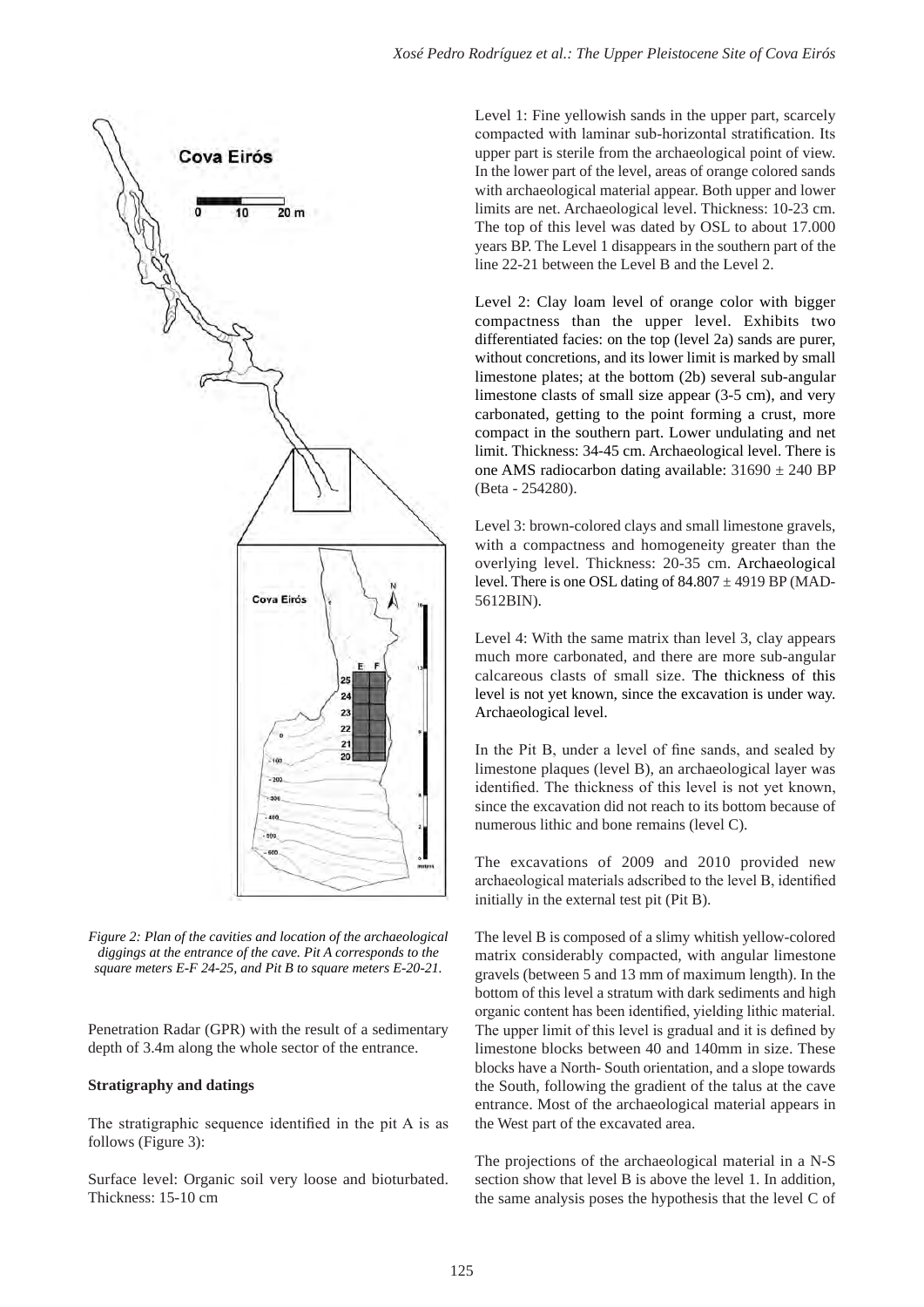*Figure 2: Plan of the cavities and location of the archaeological diggings at the entrance of the cave. Pit A corresponds to the square meters E-F 24-25, and Pit B to square meters E-20-21.*

Penetration Radar (GPR) with the result of a sedimentary depth of 3.4m along the whole sector of the entrance.

**Stratigraphy and datings**

The stratigraphic sequence identified in the pit A is as follows (Figure 3):

Surface level: Organic soil very loose and bioturbated. Thickness: 15-10 cm

Level 1: Fine yellowish sands in the upper part, scarcely compacted with laminar sub-horizontal stratification. Its upper part is sterile from the archaeological point of view. In the lower part of the level, areas of orange colored sands with archaeological material appear. Both upper and lower limits are net. Archaeological level. Thickness: 10-23 cm. The top of this level was dated by OSL to about 17.000 years BP. The Level 1 disappears in the southern part of the line 22-21 between the Level B and the Level 2.

Level 2: Clay loam level of orange color with bigger compactness than the upper level. Exhibits two differentiated facies: on the top (level 2a) sands are purer, without concretions, and its lower limit is marked by small limestone plates; at the bottom (2b) several sub-angular limestone clasts of small size appear (3-5 cm), and very carbonated, getting to the point forming a crust, more compact in the southern part. Lower undulating and net limit. Thickness: 34-45 cm. Archaeological level. There is one AMS radiocarbon dating available: $31690 \pm 240$ BP (Beta - 254280).

Level 3: brown-colored clays and small limestone gravels, with a compactness and homogeneity greater than the overlying level. Thickness: 20-35 cm. Archaeological level. There is one OSL dating of $84.807 \pm 4919$ BP (MAD-5612BIN).

Level 4: With the same matrix than level 3, clay appears much more carbonated, and there are more sub-angular calcareous clasts of small size. The thickness of this level is not yet known, since the excavation is under way. Archaeological level.

In the Pit B, under a level of fine sands, and sealed by limestone plaques (level B), an archaeological layer was identified. The thickness of this level is not yet known, since the excavation did not reach to its bottom because of numerous lithic and bone remains (level C).

The excavations of 2009 and 2010 provided new archaeological materials adscribed to the level B, identified initially in the external test pit (Pit B).

The level B is composed of a slimy whitish yellow-colored matrix considerably compacted, with angular limestone gravels (between 5 and 13 mm of maximum length). In the bottom of this level a stratum with dark sediments and high organic content has been identified, yielding lithic material. The upper limit of this level is gradual and it is defined by limestone blocks between 40 and 140mm in size. These blocks have a North- South orientation, and a slope towards the South, following the gradient of the talus at the cave entrance. Most of the archaeological material appears in the West part of the excavated area.

The projections of the archaeological material in a N-S section show that level B is above the level 1. In addition, the same analysis poses the hypothesis that the level C of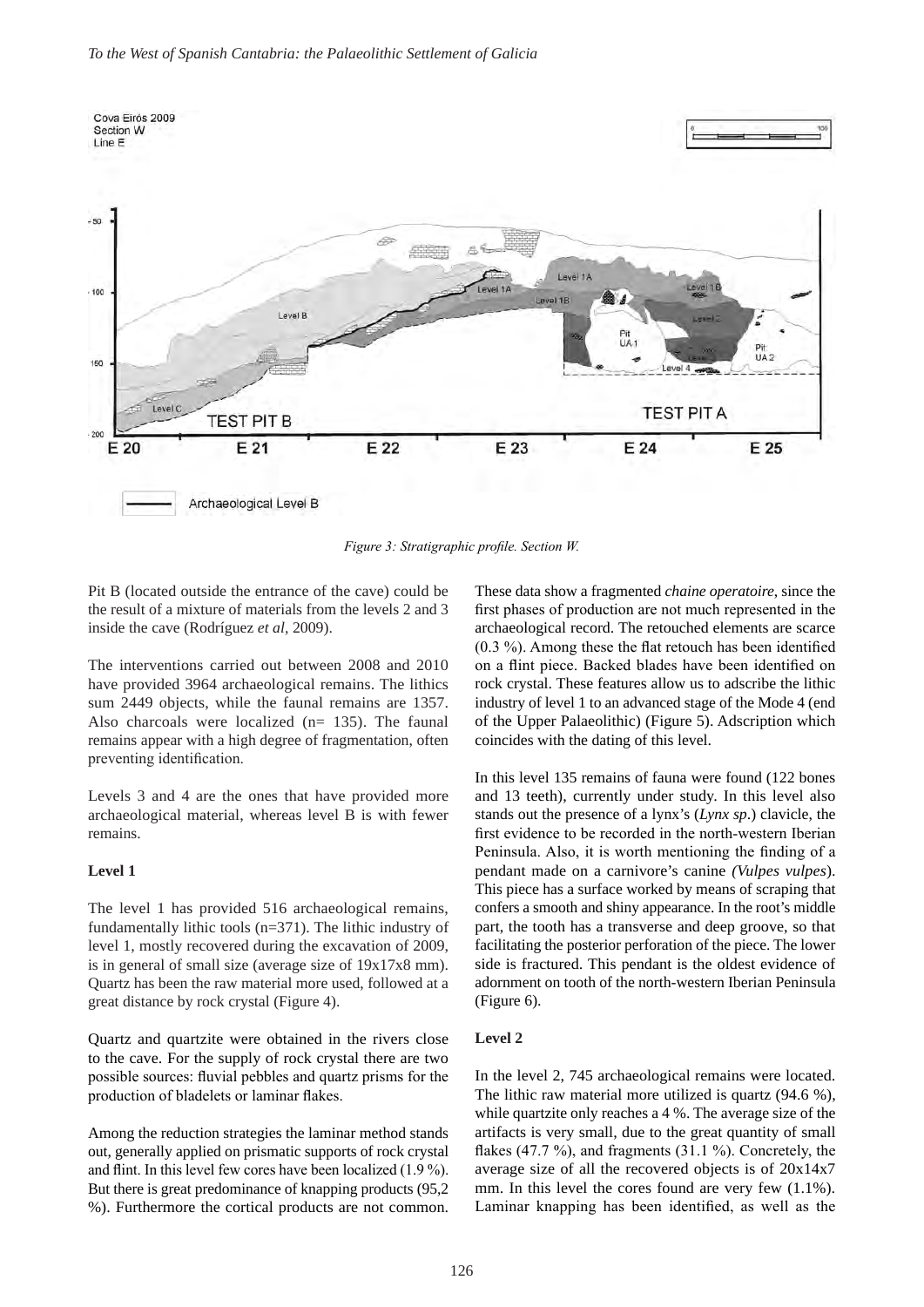Figure 3: Stratigraphic profile. Section W.

Pit B (located outside the entrance of the cave) could be the result of a mixture of materials from the levels 2 and 3 inside the cave (Rodríguez *et al*, 2009).

The interventions carried out between 2008 and 2010 have provided 3964 archaeological remains. The lithics sum 2449 objects, while the faunal remains are 1357. Also charcoals were localized (n= 135). The faunal remains appear with a high degree of fragmentation, often preventing identification.

Levels 3 and 4 are the ones that have provided more archaeological material, whereas level B is with fewer remains.

**Level 1**

The level 1 has provided 516 archaeological remains, fundamentally lithic tools (n=371). The lithic industry of level 1, mostly recovered during the excavation of 2009, is in general of small size (average size of 19x17x8 mm). Quartz has been the raw material more used, followed at a great distance by rock crystal (Figure 4).

Quartz and quartzite were obtained in the rivers close to the cave. For the supply of rock crystal there are two possible sources: fluvial pebbles and quartz prisms for the production of bladelets or laminar flakes.

Among the reduction strategies the laminar method stands out, generally applied on prismatic supports of rock crystal and flint. In this level few cores have been localized (1.9 %). But there is great predominance of knapping products (95,2 %). Furthermore the cortical products are not common. These data show a fragmented *chaine operatoire*, since the first phases of production are not much represented in the archaeological record. The retouched elements are scarce (0.3 %). Among these the flat retouch has been identified on a flint piece. Backed blades have been identified on rock crystal. These features allow us to adscribe the lithic industry of level 1 to an advanced stage of the Mode 4 (end of the Upper Palaeolithic) (Figure 5). Adscription which coincides with the dating of this level.

In this level 135 remains of fauna were found (122 bones and 13 teeth), currently under study. In this level also stands out the presence of a lynx's (*Lynx sp*.) clavicle, the first evidence to be recorded in the north-western Iberian Peninsula. Also, it is worth mentioning the finding of a pendant made on a carnivore's canine *(Vulpes vulpes*). This piece has a surface worked by means of scraping that confers a smooth and shiny appearance. In the root's middle part, the tooth has a transverse and deep groove, so that facilitating the posterior perforation of the piece. The lower side is fractured. This pendant is the oldest evidence of adornment on tooth of the north-western Iberian Peninsula (Figure 6).

**Level 2**

In the level 2, 745 archaeological remains were located. The lithic raw material more utilized is quartz (94.6 %), while quartzite only reaches a 4 %. The average size of the artifacts is very small, due to the great quantity of small flakes (47.7 %), and fragments (31.1 %). Concretely, the average size of all the recovered objects is of 20x14x7 mm. In this level the cores found are very few (1.1%). Laminar knapping has been identified, as well as the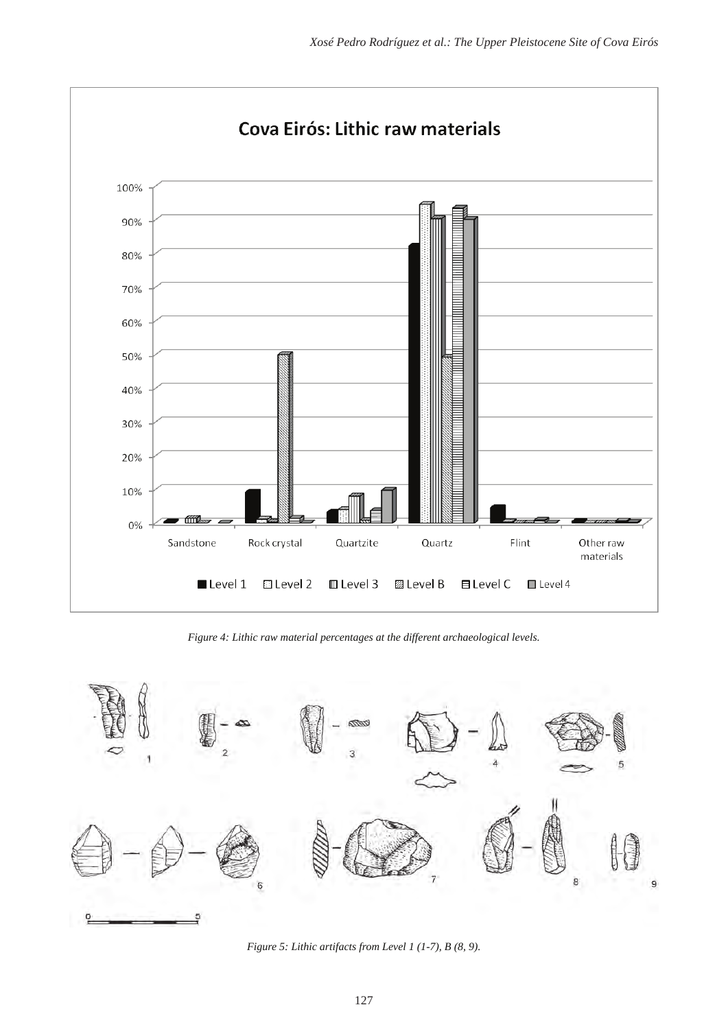Figure 4: Lithic raw material percentages at the different archaeological levels.

Figure 5: Lithic artifacts from Level 1 (1-7), B (8, 9).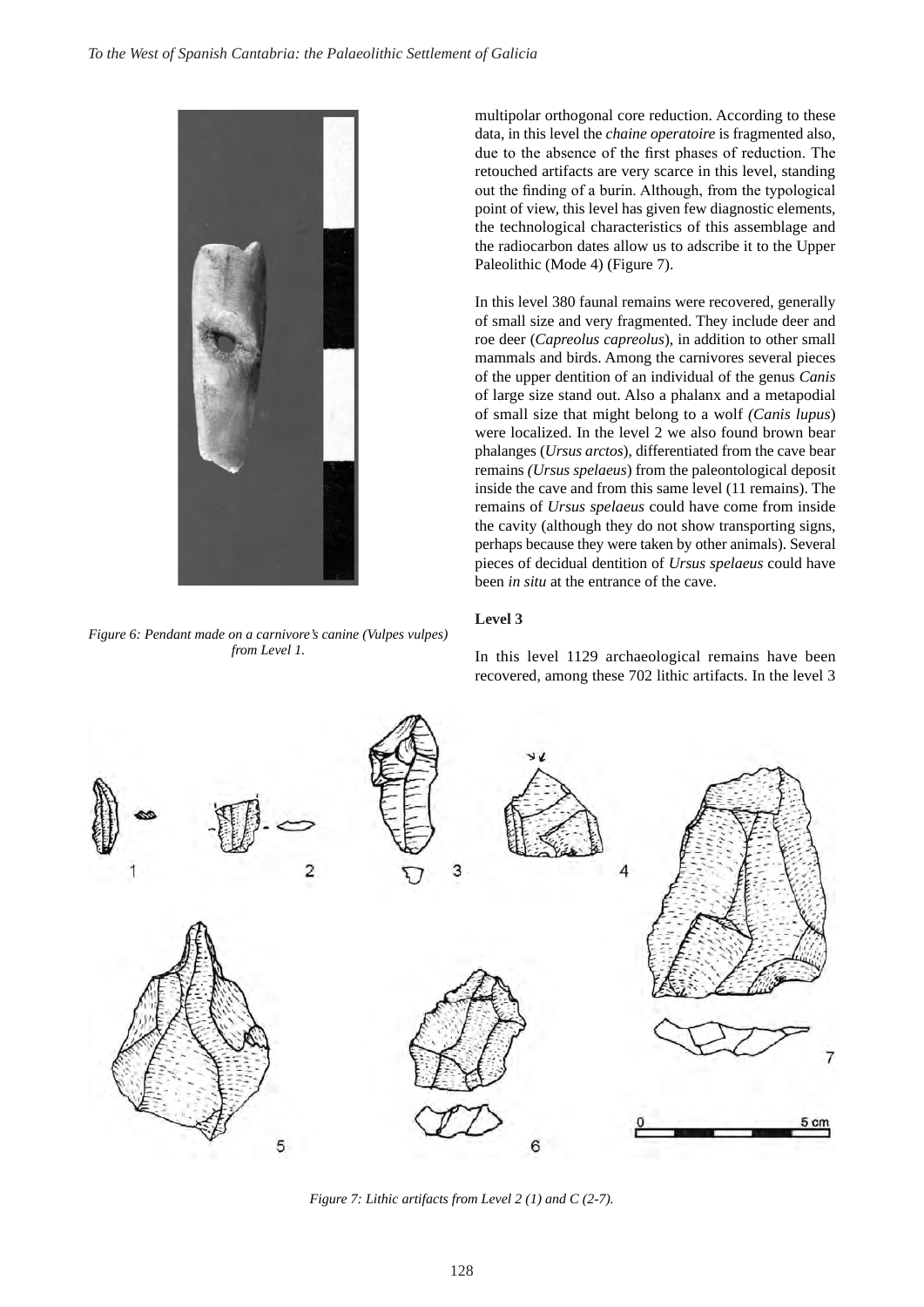Figure 6: Pendant made on a carnivore's canine (Vulpes vulpes) from Level 1.

multipolar orthogonal core reduction. According to these data, in this level the *chaine operatoire* is fragmented also, due to the absence of the first phases of reduction. The retouched artifacts are very scarce in this level, standing out the finding of a burin. Although, from the typological point of view, this level has given few diagnostic elements, the technological characteristics of this assemblage and the radiocarbon dates allow us to adscribe it to the Upper Paleolithic (Mode 4) (Figure 7).

In this level 380 faunal remains were recovered, generally of small size and very fragmented. They include deer and roe deer (*Capreolus capreolus*), in addition to other small mammals and birds. Among the carnivores several pieces of the upper dentition of an individual of the genus *Canis* of large size stand out. Also a phalanx and a metapodial of small size that might belong to a wolf *(Canis lupus*) were localized. In the level 2 we also found brown bear phalanges (*Ursus arctos*), differentiated from the cave bear remains *(Ursus spelaeus*) from the paleontological deposit inside the cave and from this same level (11 remains). The remains of *Ursus spelaeus* could have come from inside the cavity (although they do not show transporting signs, perhaps because they were taken by other animals). Several pieces of decidual dentition of *Ursus spelaeus* could have been *in situ* at the entrance of the cave.

**Level 3**

In this level 1129 archaeological remains have been recovered, among these 702 lithic artifacts. In the level 3

Figure 7: Lithic artifacts from Level 2 (1) and C (2-7).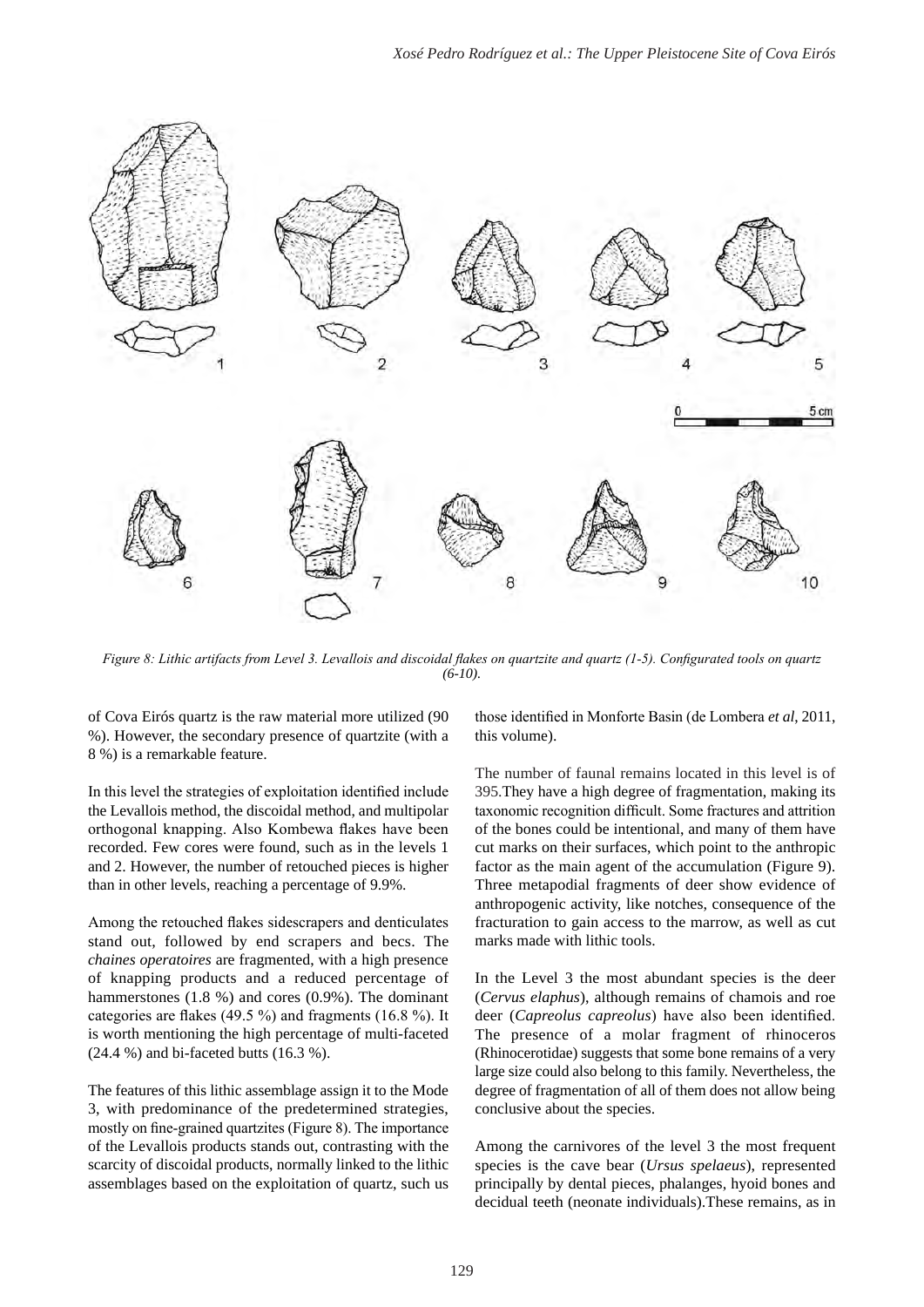*Figure 8: Lithic artifacts from Level 3. Levallois and discoidal flakes on quartzite and quartz (1-5). Configurated tools on quartz (6-10).*

of Cova Eirós quartz is the raw material more utilized (90 %). However, the secondary presence of quartzite (with a 8 %) is a remarkable feature.

In this level the strategies of exploitation identified include the Levallois method, the discoidal method, and multipolar orthogonal knapping. Also Kombewa flakes have been recorded. Few cores were found, such as in the levels 1 and 2. However, the number of retouched pieces is higher than in other levels, reaching a percentage of 9.9%.

Among the retouched flakes sidescrapers and denticulates stand out, followed by end scrapers and becs. The *chaines operatoires* are fragmented, with a high presence of knapping products and a reduced percentage of hammerstones (1.8 %) and cores (0.9%). The dominant categories are flakes (49.5 %) and fragments (16.8 %). It is worth mentioning the high percentage of multi-faceted (24.4 %) and bi-faceted butts (16.3 %).

The features of this lithic assemblage assign it to the Mode 3, with predominance of the predetermined strategies, mostly on fine-grained quartzites (Figure 8). The importance of the Levallois products stands out, contrasting with the scarcity of discoidal products, normally linked to the lithic assemblages based on the exploitation of quartz, such us those identified in Monforte Basin (de Lombera *et al*, 2011, this volume).

The number of faunal remains located in this level is of 395.They have a high degree of fragmentation, making its taxonomic recognition difficult. Some fractures and attrition of the bones could be intentional, and many of them have cut marks on their surfaces, which point to the anthropic factor as the main agent of the accumulation (Figure 9). Three metapodial fragments of deer show evidence of anthropogenic activity, like notches, consequence of the fracturation to gain access to the marrow, as well as cut marks made with lithic tools.

In the Level 3 the most abundant species is the deer (*Cervus elaphus*), although remains of chamois and roe deer (*Capreolus capreolus*) have also been identified. The presence of a molar fragment of rhinoceros (Rhinocerotidae) suggests that some bone remains of a very large size could also belong to this family. Nevertheless, the degree of fragmentation of all of them does not allow being conclusive about the species.

Among the carnivores of the level 3 the most frequent species is the cave bear (*Ursus spelaeus*), represented principally by dental pieces, phalanges, hyoid bones and decidual teeth (neonate individuals).These remains, as in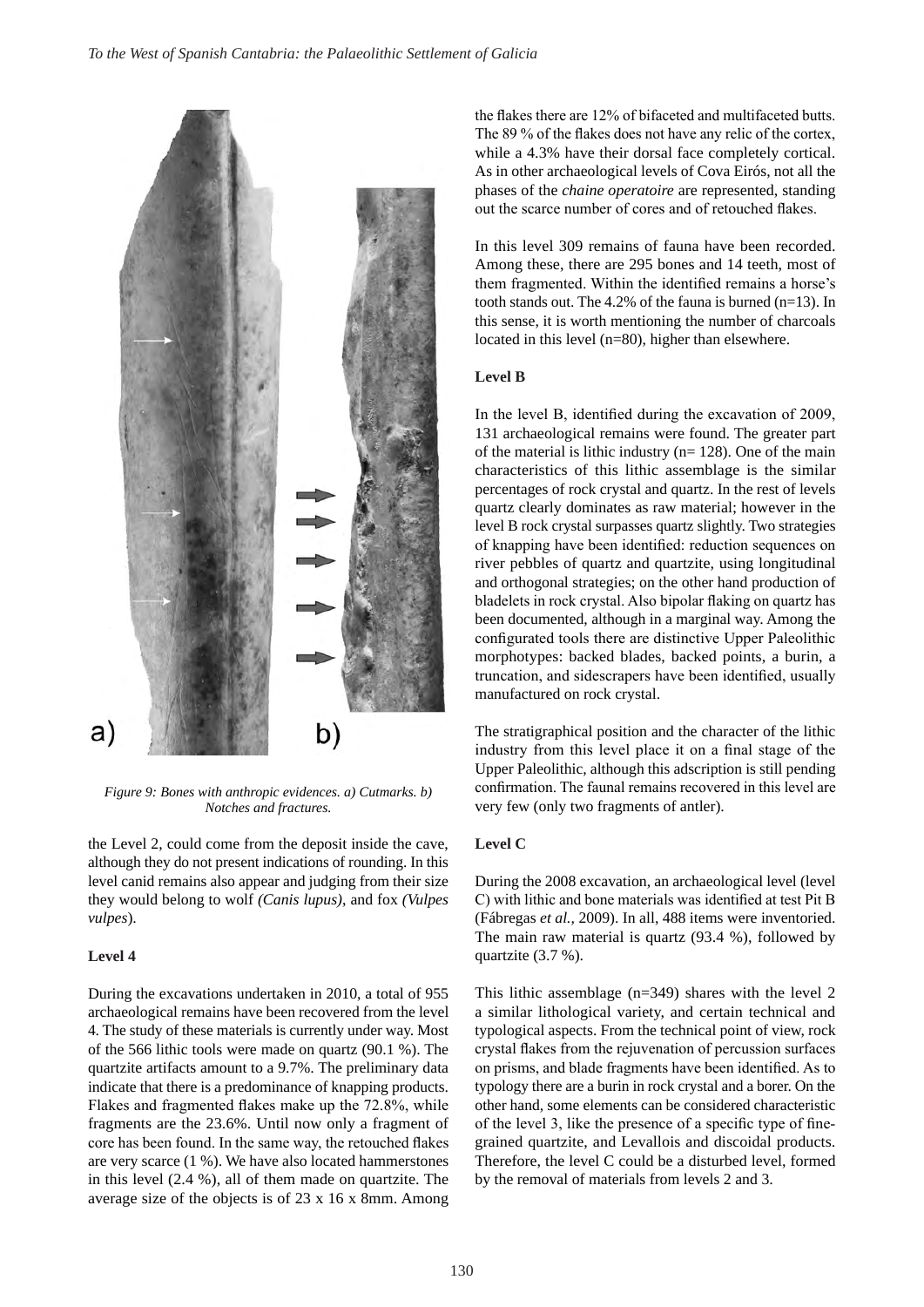*Figure 9: Bones with anthropic evidences. a) Cutmarks. b) Notches and fractures.*

the Level 2, could come from the deposit inside the cave, although they do not present indications of rounding. In this level canid remains also appear and judging from their size they would belong to wolf *(Canis lupus)*, and fox *(Vulpes vulpes*).

**Level 4**

During the excavations undertaken in 2010, a total of 955 archaeological remains have been recovered from the level 4. The study of these materials is currently under way. Most of the 566 lithic tools were made on quartz (90.1 %). The quartzite artifacts amount to a 9.7%. The preliminary data indicate that there is a predominance of knapping products. Flakes and fragmented flakes make up the 72.8%, while fragments are the 23.6%. Until now only a fragment of core has been found. In the same way, the retouched flakes are very scarce (1 %). We have also located hammerstones in this level (2.4 %), all of them made on quartzite. The average size of the objects is of 23 x 16 x 8mm. Among the flakes there are 12% of bifaceted and multifaceted butts. The 89 % of the flakes does not have any relic of the cortex, while a 4.3% have their dorsal face completely cortical. As in other archaeological levels of Cova Eirós, not all the phases of the *chaine operatoire* are represented, standing out the scarce number of cores and of retouched flakes.

In this level 309 remains of fauna have been recorded. Among these, there are 295 bones and 14 teeth, most of them fragmented. Within the identified remains a horse's tooth stands out. The 4.2% of the fauna is burned (n=13). In this sense, it is worth mentioning the number of charcoals located in this level (n=80), higher than elsewhere.

**Level B**

In the level B, identified during the excavation of 2009, 131 archaeological remains were found. The greater part of the material is lithic industry (n= 128). One of the main characteristics of this lithic assemblage is the similar percentages of rock crystal and quartz. In the rest of levels quartz clearly dominates as raw material; however in the level B rock crystal surpasses quartz slightly. Two strategies of knapping have been identified: reduction sequences on river pebbles of quartz and quartzite, using longitudinal and orthogonal strategies; on the other hand production of bladelets in rock crystal. Also bipolar flaking on quartz has been documented, although in a marginal way. Among the configurated tools there are distinctive Upper Paleolithic morphotypes: backed blades, backed points, a burin, a truncation, and sidescrapers have been identified, usually manufactured on rock crystal.

The stratigraphical position and the character of the lithic industry from this level place it on a final stage of the Upper Paleolithic, although this adscription is still pending confirmation. The faunal remains recovered in this level are very few (only two fragments of antler).

**Level C**

During the 2008 excavation, an archaeological level (level C) with lithic and bone materials was identified at test Pit B (Fábregas *et al.*, 2009). In all, 488 items were inventoried. The main raw material is quartz (93.4 %), followed by quartzite (3.7 %).

This lithic assemblage (n=349) shares with the level 2 a similar lithological variety, and certain technical and typological aspects. From the technical point of view, rock crystal flakes from the rejuvenation of percussion surfaces on prisms, and blade fragments have been identified. As to typology there are a burin in rock crystal and a borer. On the other hand, some elements can be considered characteristic of the level 3, like the presence of a specific type of fine-grained quartzite, and Levallois and discoidal products. Therefore, the level C could be a disturbed level, formed by the removal of materials from levels 2 and 3.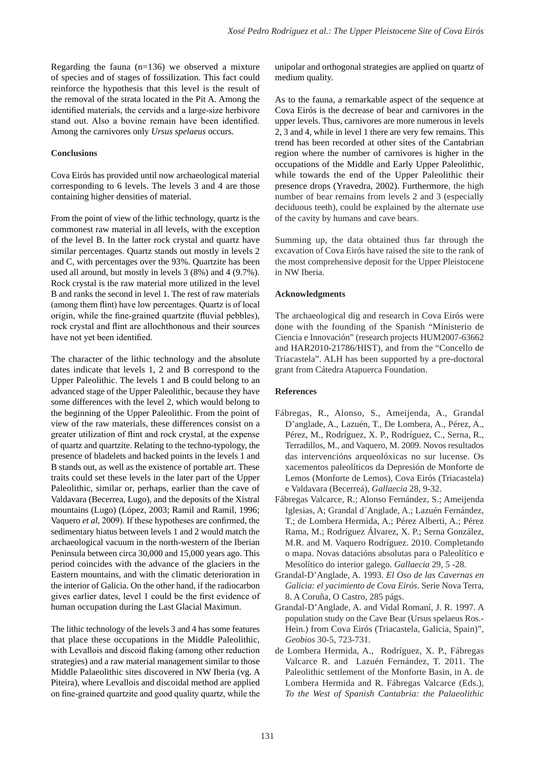Regarding the fauna (n=136) we observed a mixture of species and of stages of fossilization. This fact could reinforce the hypothesis that this level is the result of the removal of the strata located in the Pit A. Among the identified materials, the cervids and a large-size herbivore stand out. Also a bovine remain have been identified. Among the carnivores only *Ursus spelaeus* occurs.

## Conclusions

Cova Eirós has provided until now archaeological material corresponding to 6 levels. The levels 3 and 4 are those containing higher densities of material.

From the point of view of the lithic technology, quartz is the commonest raw material in all levels, with the exception of the level B. In the latter rock crystal and quartz have similar percentages. Quartz stands out mostly in levels 2 and C, with percentages over the 93%. Quartzite has been used all around, but mostly in levels 3 (8%) and 4 (9.7%). Rock crystal is the raw material more utilized in the level B and ranks the second in level 1. The rest of raw materials (among them flint) have low percentages. Quartz is of local origin, while the fine-grained quartzite (fluvial pebbles), rock crystal and flint are allochthonous and their sources have not yet been identified.

The character of the lithic technology and the absolute dates indicate that levels 1, 2 and B correspond to the Upper Paleolithic. The levels 1 and B could belong to an advanced stage of the Upper Paleolithic, because they have some differences with the level 2, which would belong to the beginning of the Upper Paleolithic. From the point of view of the raw materials, these differences consist on a greater utilization of flint and rock crystal, at the expense of quartz and quartzite. Relating to the techno-typology, the presence of bladelets and backed points in the levels 1 and B stands out, as well as the existence of portable art. These traits could set these levels in the later part of the Upper Paleolithic, similar or, perhaps, earlier than the cave of Valdavara (Becerrea, Lugo), and the deposits of the Xistral mountains (Lugo) (López, 2003; Ramil and Ramil, 1996; Vaquero *et al*, 2009). If these hypotheses are confirmed, the sedimentary hiatus between levels 1 and 2 would match the archaeological vacuum in the north-western of the Iberian Peninsula between circa 30,000 and 15,000 years ago. This period coincides with the advance of the glaciers in the Eastern mountains, and with the climatic deterioration in the interior of Galicia. On the other hand, if the radiocarbon gives earlier dates, level 1 could be the first evidence of human occupation during the Last Glacial Maximun.

The lithic technology of the levels 3 and 4 has some features that place these occupations in the Middle Paleolithic, with Levallois and discoid flaking (among other reduction strategies) and a raw material management similar to those Middle Palaeolithic sites discovered in NW Iberia (vg. A Piteira), where Levallois and discoidal method are applied on fine-grained quartzite and good quality quartz, while the unipolar and orthogonal strategies are applied on quartz of medium quality.

As to the fauna, a remarkable aspect of the sequence at Cova Eirós is the decrease of bear and carnivores in the upper levels. Thus, carnivores are more numerous in levels 2, 3 and 4, while in level 1 there are very few remains. This trend has been recorded at other sites of the Cantabrian region where the number of carnivores is higher in the occupations of the Middle and Early Upper Paleolithic, while towards the end of the Upper Paleolithic their presence drops (Yravedra, 2002). Furthermore, the high number of bear remains from levels 2 and 3 (especially deciduous teeth), could be explained by the alternate use of the cavity by humans and cave bears.

Summing up, the data obtained thus far through the excavation of Cova Eirós have raised the site to the rank of the most comprehensive deposit for the Upper Pleistocene in NW Iberia.

## Acknowledgments

The archaeological dig and research in Cova Eirós were done with the founding of the Spanish "Ministerio de Ciencia e Innovación" (research projects HUM2007-63662 and HAR2010-21786/HIST), and from the "Concello de Triacastela". ALH has been supported by a pre-doctoral grant from Cátedra Atapuerca Foundation.

## References

Fábregas, R., Alonso, S., Ameijenda, A., Grandal D'anglade, A., Lazuén, T., De Lombera, A., Pérez, A., Pérez, M., Rodríguez, X. P., Rodríguez, C., Serna, R., Terradillos, M., and Vaquero, M. 2009. Novos resultados das intervencións arqueolóxicas no sur lucense. Os xacementos paleolíticos da Depresión de Monforte de Lemos (Monforte de Lemos), Cova Eirós (Triacastela) e Valdavara (Becerreá), *Gallaecia* 28, 9-32.

Fábregas Valcarce, R.; Alonso Fernández, S.; Ameijenda Iglesias, A; Grandal d´Anglade, A.; Lazuén Fernández, T.; de Lombera Hermida, A.; Pérez Alberti, A.; Pérez Rama, M.; Rodríguez Álvarez, X. P.; Serna González, M.R. and M. Vaquero Rodríguez. 2010. Completando o mapa. Novas datacións absolutas para o Paleolítico e Mesolítico do interior galego. *Gallaecia* 29, 5 -28.

Grandal-D'Anglade, A. 1993. *El Oso de las Cavernas en Galicia: el yacimiento de Cova Eirós*. Serie Nova Terra, 8. A Coruña, O Castro, 285 págs.

Grandal-D'Anglade, A. and Vidal Romaní, J. R. 1997. A population study on the Cave Bear (Ursus spelaeus Ros.-Hein.) from Cova Eirós (Triacastela, Galicia, Spain)", *Geobios* 30-5, 723-731.

de Lombera Hermida, A., Rodríguez, X. P., Fábregas Valcarce R. and Lazuén Fernández, T. 2011. The Paleolithic settlement of the Monforte Basin, in A. de Lombera Hermida and R. Fábregas Valcarce (Eds.), *To the West of Spanish Cantabria: the Palaeolithic*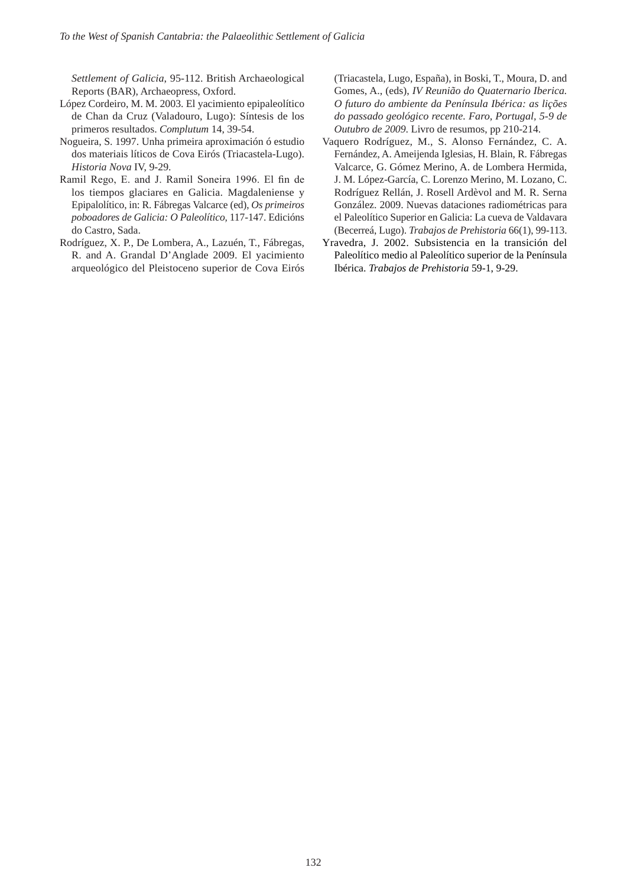*Settlement of Galicia*, 95-112. British Archaeological Reports (BAR), Archaeopress, Oxford.

López Cordeiro, M. M. 2003. El yacimiento epipaleolítico de Chan da Cruz (Valadouro, Lugo): Síntesis de los primeros resultados. *Complutum* 14, 39-54.

Nogueira, S. 1997. Unha primeira aproximación ó estudio dos materiais líticos de Cova Eirós (Triacastela-Lugo). *Historia Nova* IV, 9-29.

Ramil Rego, E. and J. Ramil Soneira 1996. El fin de los tiempos glaciares en Galicia. Magdaleniense y Epipalolítico, in: R. Fábregas Valcarce (ed), *Os primeiros poboadores de Galicia: O Paleolítico,* 117-147. Edicións do Castro, Sada.

Rodríguez, X. P., De Lombera, A., Lazuén, T., Fábregas, R. and A. Grandal D'Anglade 2009. El yacimiento arqueológico del Pleistoceno superior de Cova Eirós (Triacastela, Lugo, España), in Boski, T., Moura, D. and Gomes, A., (eds), *IV Reunião do Quaternario Iberica. O futuro do ambiente da Península Ibérica: as lições do passado geológico recente. Faro, Portugal, 5-9 de Outubro de 2009*. Livro de resumos, pp 210-214.

Vaquero Rodríguez, M., S. Alonso Fernández, C. A. Fernández, A. Ameijenda Iglesias, H. Blain, R. Fábregas Valcarce, G. Gómez Merino, A. de Lombera Hermida, J. M. López-García, C. Lorenzo Merino, M. Lozano, C. Rodríguez Rellán, J. Rosell Ardèvol and M. R. Serna González. 2009. Nuevas dataciones radiométricas para el Paleolítico Superior en Galicia: La cueva de Valdavara (Becerreá, Lugo). *Trabajos de Prehistoria* 66(1), 99-113.

Yravedra, J. 2002. Subsistencia en la transición del Paleolítico medio al Paleolítico superior de la Península Ibérica. *Trabajos de Prehistoria* 59-1, 9-29.